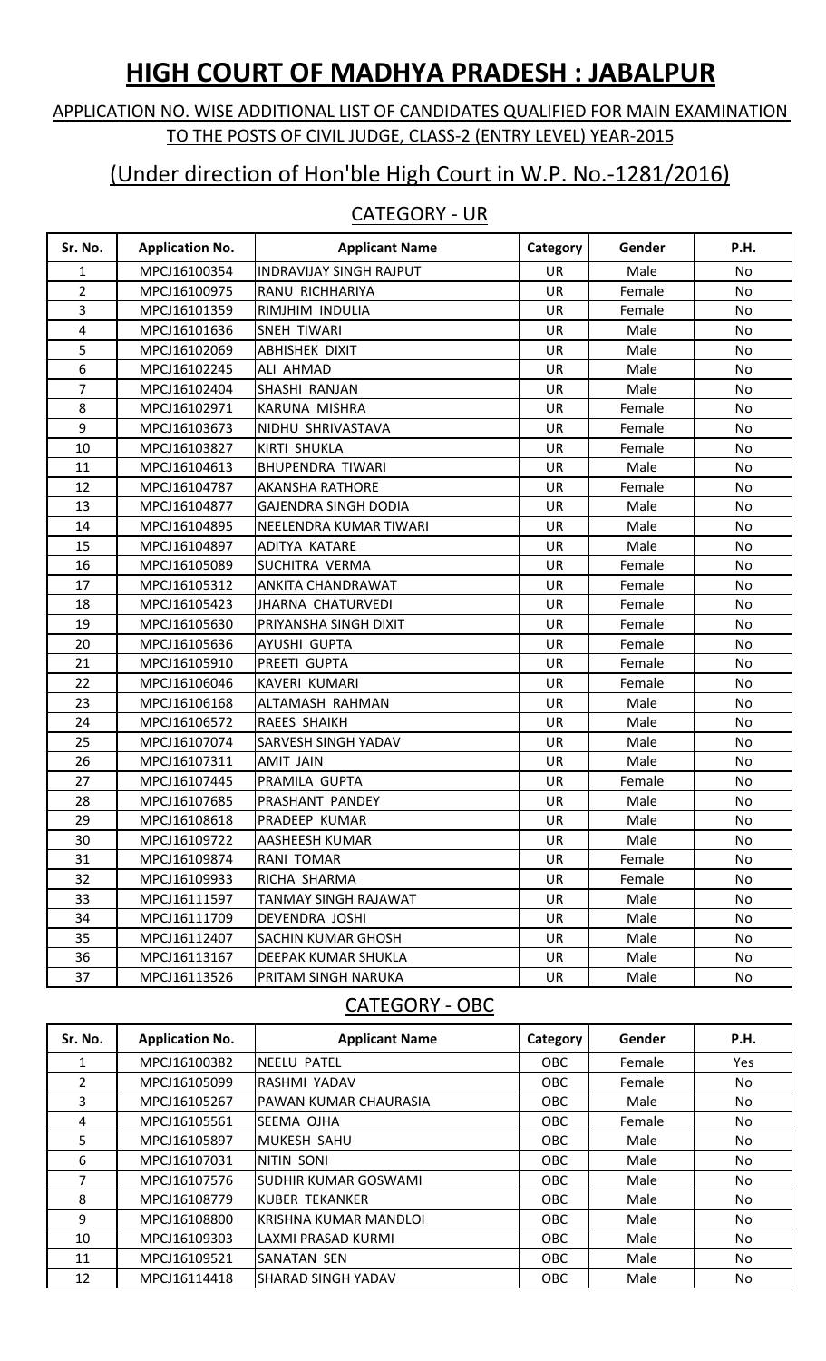# HIGH COURT OF MADHYA PRADESH : JABALPUR

## APPLICATION NO. WISE ADDITIONAL LIST OF CANDIDATES QUALIFIED FOR MAIN EXAMINATION TO THE POSTS OF CIVIL JUDGE, CLASS-2 (ENTRY LEVEL) YEAR-2015

## (Under direction of Hon'ble High Court in W.P. No.-1281/2016)

### CATEGORY - UR

| Sr. No. | Application No. | Applicant Name | Category | Gender | P.H. |
|---|---|---|---|---|---|
| 1 | MPCJ16100354 | INDRAVIJAY SINGH RAJPUT | UR | Male | No |
| 2 | MPCJ16100975 | RANU RICHHARIYA | UR | Female | No |
| 3 | MPCJ16101359 | RIMJHIM INDULIA | UR | Female | No |
| 4 | MPCJ16101636 | SNEH TIWARI | UR | Male | No |
| 5 | MPCJ16102069 | ABHISHEK DIXIT | UR | Male | No |
| 6 | MPCJ16102245 | ALI AHMAD | UR | Male | No |
| 7 | MPCJ16102404 | SHASHI RANJAN | UR | Male | No |
| 8 | MPCJ16102971 | KARUNA MISHRA | UR | Female | No |
| 9 | MPCJ16103673 | NIDHU SHRIVASTAVA | UR | Female | No |
| 10 | MPCJ16103827 | KIRTI SHUKLA | UR | Female | No |
| 11 | MPCJ16104613 | BHUPENDRA TIWARI | UR | Male | No |
| 12 | MPCJ16104787 | AKANSHA RATHORE | UR | Female | No |
| 13 | MPCJ16104877 | GAJENDRA SINGH DODIA | UR | Male | No |
| 14 | MPCJ16104895 | NEELENDRA KUMAR TIWARI | UR | Male | No |
| 15 | MPCJ16104897 | ADITYA KATARE | UR | Male | No |
| 16 | MPCJ16105089 | SUCHITRA VERMA | UR | Female | No |
| 17 | MPCJ16105312 | ANKITA CHANDRAWAT | UR | Female | No |
| 18 | MPCJ16105423 | JHARNA CHATURVEDI | UR | Female | No |
| 19 | MPCJ16105630 | PRIYANSHA SINGH DIXIT | UR | Female | No |
| 20 | MPCJ16105636 | AYUSHI GUPTA | UR | Female | No |
| 21 | MPCJ16105910 | PREETI GUPTA | UR | Female | No |
| 22 | MPCJ16106046 | KAVERI KUMARI | UR | Female | No |
| 23 | MPCJ16106168 | ALTAMASH RAHMAN | UR | Male | No |
| 24 | MPCJ16106572 | RAEES SHAIKH | UR | Male | No |
| 25 | MPCJ16107074 | SARVESH SINGH YADAV | UR | Male | No |
| 26 | MPCJ16107311 | AMIT JAIN | UR | Male | No |
| 27 | MPCJ16107445 | PRAMILA GUPTA | UR | Female | No |
| 28 | MPCJ16107685 | PRASHANT PANDEY | UR | Male | No |
| 29 | MPCJ16108618 | PRADEEP KUMAR | UR | Male | No |
| 30 | MPCJ16109722 | AASHEESH KUMAR | UR | Male | No |
| 31 | MPCJ16109874 | RANI TOMAR | UR | Female | No |
| 32 | MPCJ16109933 | RICHA SHARMA | UR | Female | No |
| 33 | MPCJ16111597 | TANMAY SINGH RAJAWAT | UR | Male | No |
| 34 | MPCJ16111709 | DEVENDRA JOSHI | UR | Male | No |
| 35 | MPCJ16112407 | SACHIN KUMAR GHOSH | UR | Male | No |
| 36 | MPCJ16113167 | DEEPAK KUMAR SHUKLA | UR | Male | No |
| 37 | MPCJ16113526 | PRITAM SINGH NARUKA | UR | Male | No |

### CATEGORY - OBC

| Sr. No. | Application No. | Applicant Name | Category | Gender | P.H. |
|---|---|---|---|---|---|
| 1 | MPCJ16100382 | NEELU PATEL | OBC | Female | Yes |
| 2 | MPCJ16105099 | RASHMI YADAV | OBC | Female | No |
| 3 | MPCJ16105267 | PAWAN KUMAR CHAURASIA | OBC | Male | No |
| 4 | MPCJ16105561 | SEEMA OJHA | OBC | Female | No |
| 5 | MPCJ16105897 | MUKESH SAHU | OBC | Male | No |
| 6 | MPCJ16107031 | NITIN SONI | OBC | Male | No |
| 7 | MPCJ16107576 | SUDHIR KUMAR GOSWAMI | OBC | Male | No |
| 8 | MPCJ16108779 | KUBER TEKANKER | OBC | Male | No |
| 9 | MPCJ16108800 | KRISHNA KUMAR MANDLOI | OBC | Male | No |
| 10 | MPCJ16109303 | LAXMI PRASAD KURMI | OBC | Male | No |
| 11 | MPCJ16109521 | SANATAN SEN | OBC | Male | No |
| 12 | MPCJ16114418 | SHARAD SINGH YADAV | OBC | Male | No |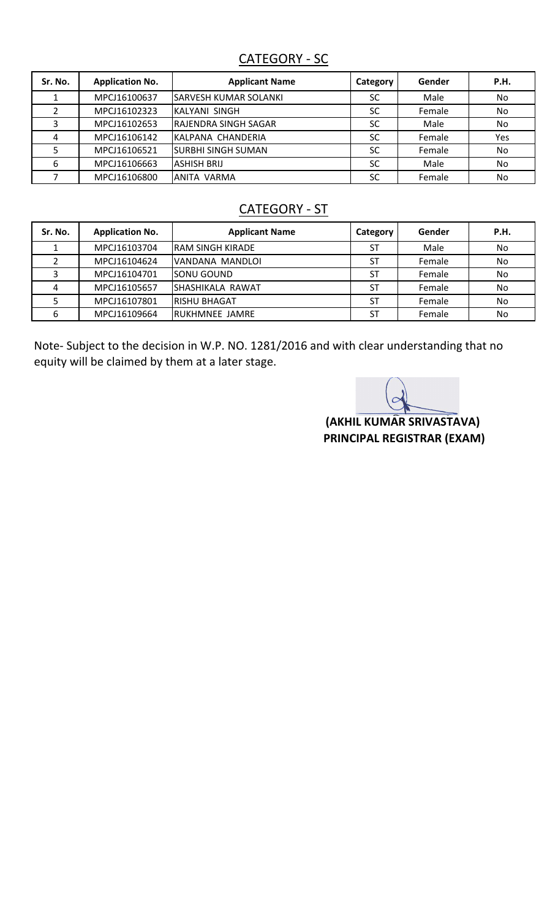## CATEGORY - SC

| Sr. No. | Application No. | Applicant Name | Category | Gender | P.H. |
|---|---|---|---|---|---|
| 1 | MPCJ16100637 | SARVESH KUMAR SOLANKI | SC | Male | No |
| 2 | MPCJ16102323 | KALYANI SINGH | SC | Female | No |
| 3 | MPCJ16102653 | RAJENDRA SINGH SAGAR | SC | Male | No |
| 4 | MPCJ16106142 | KALPANA CHANDERIA | SC | Female | Yes |
| 5 | MPCJ16106521 | SURBHI SINGH SUMAN | SC | Female | No |
| 6 | MPCJ16106663 | ASHISH BRIJ | SC | Male | No |
| 7 | MPCJ16106800 | ANITA VARMA | SC | Female | No |

## CATEGORY - ST

| Sr. No. | Application No. | Applicant Name | Category | Gender | P.H. |
|---|---|---|---|---|---|
| 1 | MPCJ16103704 | RAM SINGH KIRADE | ST | Male | No |
| 2 | MPCJ16104624 | VANDANA MANDLOI | ST | Female | No |
| 3 | MPCJ16104701 | SONU GOUND | ST | Female | No |
| 4 | MPCJ16105657 | SHASHIKALA RAWAT | ST | Female | No |
| 5 | MPCJ16107801 | RISHU BHAGAT | ST | Female | No |
| 6 | MPCJ16109664 | RUKHMNEE JAMRE | ST | Female | No |

Note- Subject to the decision in W.P. NO. 1281/2016 and with clear understanding that no equity will be claimed by them at a later stage.

**(AKHIL KUMAR SRIVASTAVA)**
**PRINCIPAL REGISTRAR (EXAM)**